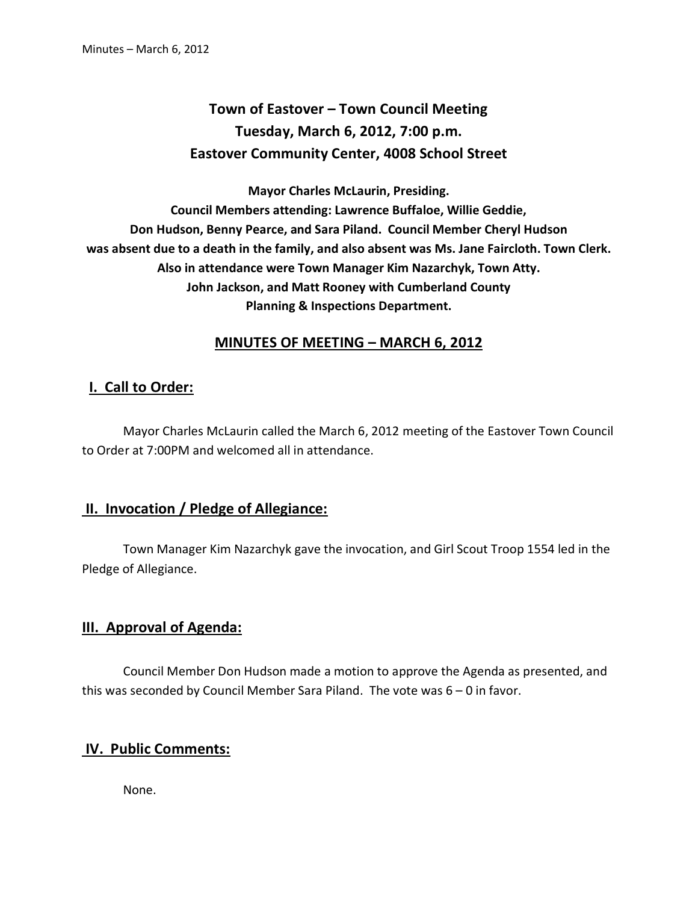# Town of Eastover – Town Council Meeting
## Tuesday, March 6, 2012, 7:00 p.m.
## Eastover Community Center, 4008 School Street

**Mayor Charles McLaurin, Presiding.**
**Council Members attending: Lawrence Buffaloe, Willie Geddie, Don Hudson, Benny Pearce, and Sara Piland. Council Member Cheryl Hudson was absent due to a death in the family, and also absent was Ms. Jane Faircloth. Town Clerk. Also in attendance were Town Manager Kim Nazarchyk, Town Atty. John Jackson, and Matt Rooney with Cumberland County Planning & Inspections Department.**

## MINUTES OF MEETING – MARCH 6, 2012

## I. Call to Order:

Mayor Charles McLaurin called the March 6, 2012 meeting of the Eastover Town Council to Order at 7:00PM and welcomed all in attendance.

## II. Invocation / Pledge of Allegiance:

Town Manager Kim Nazarchyk gave the invocation, and Girl Scout Troop 1554 led in the Pledge of Allegiance.

## III. Approval of Agenda:

Council Member Don Hudson made a motion to approve the Agenda as presented, and this was seconded by Council Member Sara Piland. The vote was 6 – 0 in favor.

## IV. Public Comments:

None.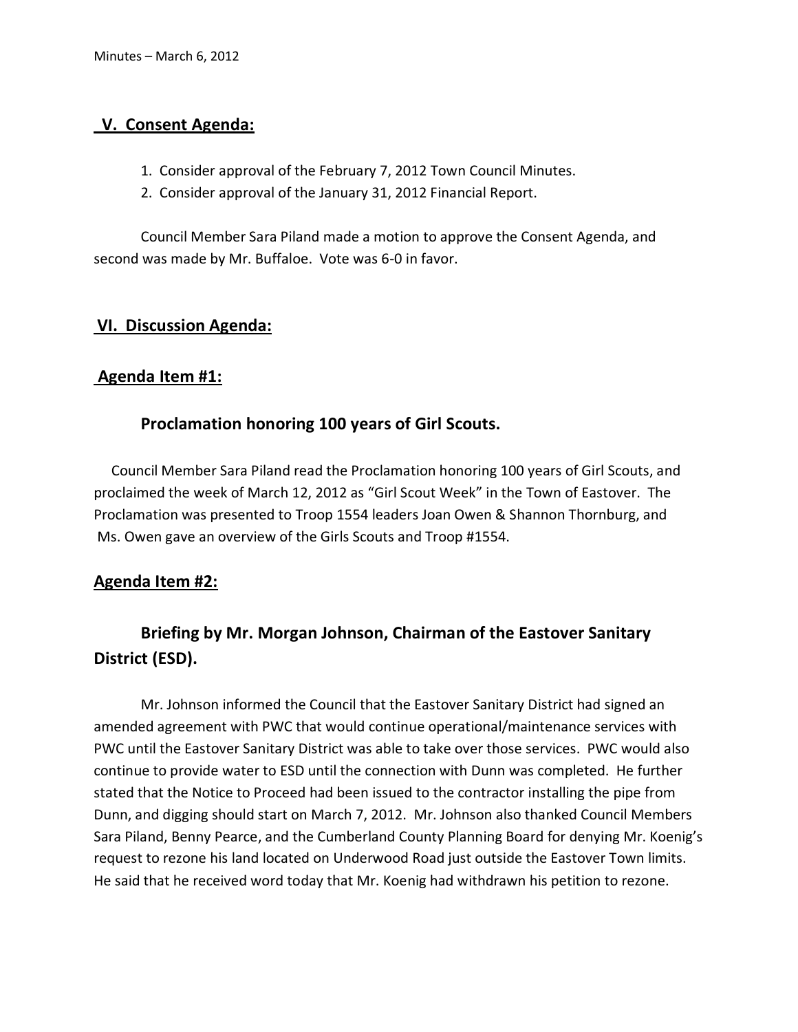## V. Consent Agenda:

1. Consider approval of the February 7, 2012 Town Council Minutes.
2. Consider approval of the January 31, 2012 Financial Report.

Council Member Sara Piland made a motion to approve the Consent Agenda, and second was made by Mr. Buffaloe. Vote was 6-0 in favor.

## VI. Discussion Agenda:

### Agenda Item #1:

### Proclamation honoring 100 years of Girl Scouts.

Council Member Sara Piland read the Proclamation honoring 100 years of Girl Scouts, and proclaimed the week of March 12, 2012 as "Girl Scout Week" in the Town of Eastover. The Proclamation was presented to Troop 1554 leaders Joan Owen & Shannon Thornburg, and Ms. Owen gave an overview of the Girls Scouts and Troop #1554.

### Agenda Item #2:

### Briefing by Mr. Morgan Johnson, Chairman of the Eastover Sanitary District (ESD).

Mr. Johnson informed the Council that the Eastover Sanitary District had signed an amended agreement with PWC that would continue operational/maintenance services with PWC until the Eastover Sanitary District was able to take over those services. PWC would also continue to provide water to ESD until the connection with Dunn was completed. He further stated that the Notice to Proceed had been issued to the contractor installing the pipe from Dunn, and digging should start on March 7, 2012. Mr. Johnson also thanked Council Members Sara Piland, Benny Pearce, and the Cumberland County Planning Board for denying Mr. Koenig's request to rezone his land located on Underwood Road just outside the Eastover Town limits. He said that he received word today that Mr. Koenig had withdrawn his petition to rezone.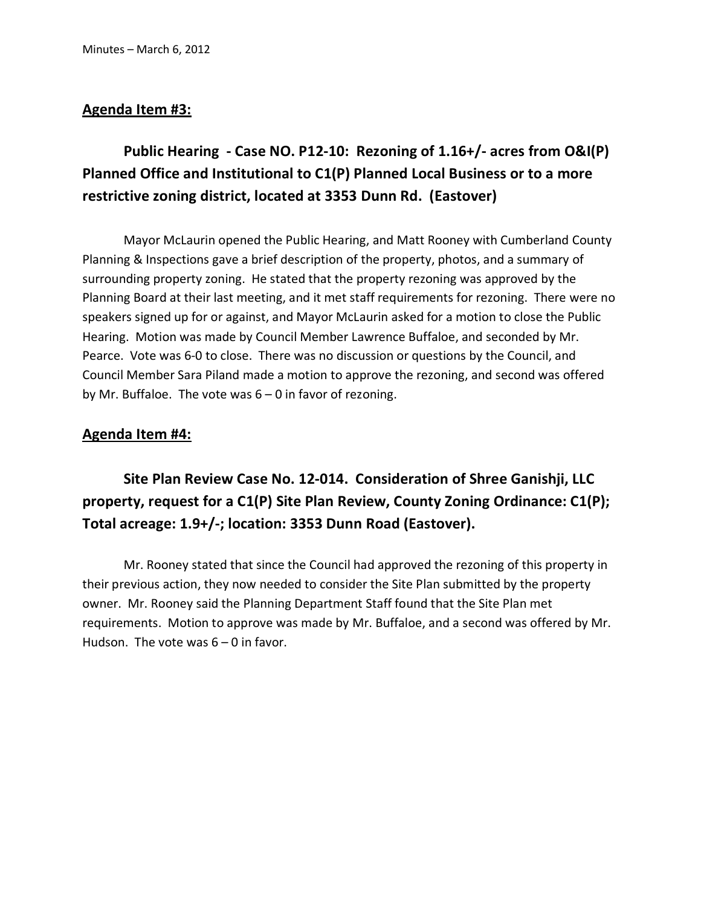## Agenda Item #3:

### Public Hearing - Case NO. P12-10: Rezoning of 1.16+/- acres from O&I(P) Planned Office and Institutional to C1(P) Planned Local Business or to a more restrictive zoning district, located at 3353 Dunn Rd. (Eastover)

Mayor McLaurin opened the Public Hearing, and Matt Rooney with Cumberland County Planning & Inspections gave a brief description of the property, photos, and a summary of surrounding property zoning. He stated that the property rezoning was approved by the Planning Board at their last meeting, and it met staff requirements for rezoning. There were no speakers signed up for or against, and Mayor McLaurin asked for a motion to close the Public Hearing. Motion was made by Council Member Lawrence Buffaloe, and seconded by Mr. Pearce. Vote was 6-0 to close. There was no discussion or questions by the Council, and Council Member Sara Piland made a motion to approve the rezoning, and second was offered by Mr. Buffaloe. The vote was 6 – 0 in favor of rezoning.

## Agenda Item #4:

### Site Plan Review Case No. 12-014. Consideration of Shree Ganishji, LLC property, request for a C1(P) Site Plan Review, County Zoning Ordinance: C1(P); Total acreage: 1.9+/-; location: 3353 Dunn Road (Eastover).

Mr. Rooney stated that since the Council had approved the rezoning of this property in their previous action, they now needed to consider the Site Plan submitted by the property owner. Mr. Rooney said the Planning Department Staff found that the Site Plan met requirements. Motion to approve was made by Mr. Buffaloe, and a second was offered by Mr. Hudson. The vote was 6 – 0 in favor.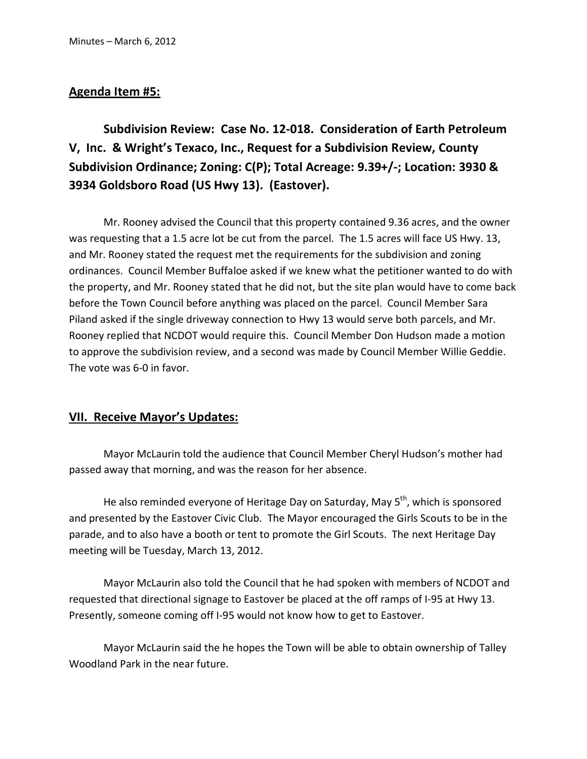## Agenda Item #5:

**Subdivision Review: Case No. 12-018. Consideration of Earth Petroleum V, Inc. & Wright's Texaco, Inc., Request for a Subdivision Review, County Subdivision Ordinance; Zoning: C(P); Total Acreage: 9.39+/-; Location: 3930 & 3934 Goldsboro Road (US Hwy 13). (Eastover).**

Mr. Rooney advised the Council that this property contained 9.36 acres, and the owner was requesting that a 1.5 acre lot be cut from the parcel. The 1.5 acres will face US Hwy. 13, and Mr. Rooney stated the request met the requirements for the subdivision and zoning ordinances. Council Member Buffaloe asked if we knew what the petitioner wanted to do with the property, and Mr. Rooney stated that he did not, but the site plan would have to come back before the Town Council before anything was placed on the parcel. Council Member Sara Piland asked if the single driveway connection to Hwy 13 would serve both parcels, and Mr. Rooney replied that NCDOT would require this. Council Member Don Hudson made a motion to approve the subdivision review, and a second was made by Council Member Willie Geddie. The vote was 6-0 in favor.

## VII. Receive Mayor's Updates:

Mayor McLaurin told the audience that Council Member Cheryl Hudson's mother had passed away that morning, and was the reason for her absence.

He also reminded everyone of Heritage Day on Saturday, May 5th, which is sponsored and presented by the Eastover Civic Club. The Mayor encouraged the Girls Scouts to be in the parade, and to also have a booth or tent to promote the Girl Scouts. The next Heritage Day meeting will be Tuesday, March 13, 2012.

Mayor McLaurin also told the Council that he had spoken with members of NCDOT and requested that directional signage to Eastover be placed at the off ramps of I-95 at Hwy 13. Presently, someone coming off I-95 would not know how to get to Eastover.

Mayor McLaurin said the he hopes the Town will be able to obtain ownership of Talley Woodland Park in the near future.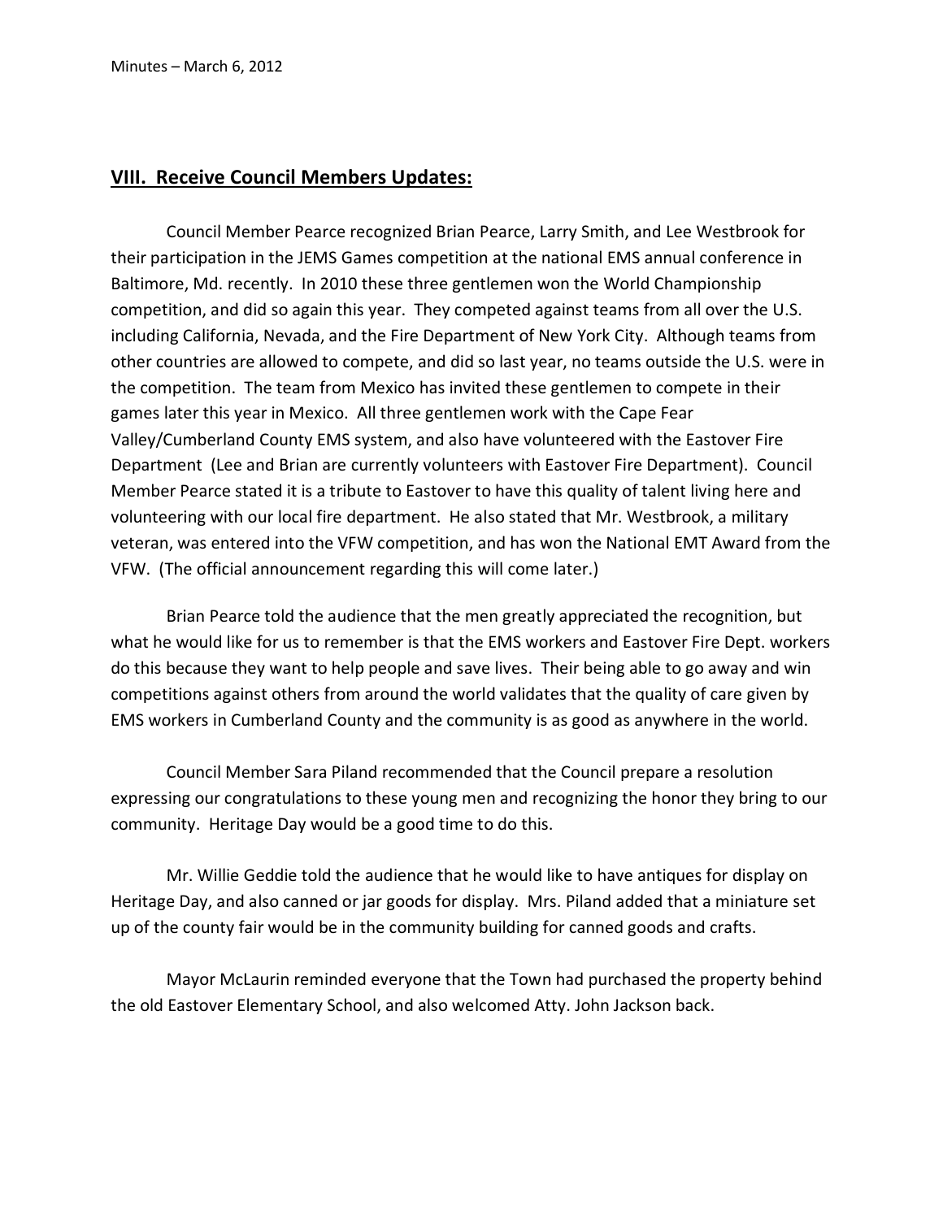## VIII. Receive Council Members Updates:

Council Member Pearce recognized Brian Pearce, Larry Smith, and Lee Westbrook for their participation in the JEMS Games competition at the national EMS annual conference in Baltimore, Md. recently. In 2010 these three gentlemen won the World Championship competition, and did so again this year. They competed against teams from all over the U.S. including California, Nevada, and the Fire Department of New York City. Although teams from other countries are allowed to compete, and did so last year, no teams outside the U.S. were in the competition. The team from Mexico has invited these gentlemen to compete in their games later this year in Mexico. All three gentlemen work with the Cape Fear Valley/Cumberland County EMS system, and also have volunteered with the Eastover Fire Department (Lee and Brian are currently volunteers with Eastover Fire Department). Council Member Pearce stated it is a tribute to Eastover to have this quality of talent living here and volunteering with our local fire department. He also stated that Mr. Westbrook, a military veteran, was entered into the VFW competition, and has won the National EMT Award from the VFW. (The official announcement regarding this will come later.)

Brian Pearce told the audience that the men greatly appreciated the recognition, but what he would like for us to remember is that the EMS workers and Eastover Fire Dept. workers do this because they want to help people and save lives. Their being able to go away and win competitions against others from around the world validates that the quality of care given by EMS workers in Cumberland County and the community is as good as anywhere in the world.

Council Member Sara Piland recommended that the Council prepare a resolution expressing our congratulations to these young men and recognizing the honor they bring to our community. Heritage Day would be a good time to do this.

Mr. Willie Geddie told the audience that he would like to have antiques for display on Heritage Day, and also canned or jar goods for display. Mrs. Piland added that a miniature set up of the county fair would be in the community building for canned goods and crafts.

Mayor McLaurin reminded everyone that the Town had purchased the property behind the old Eastover Elementary School, and also welcomed Atty. John Jackson back.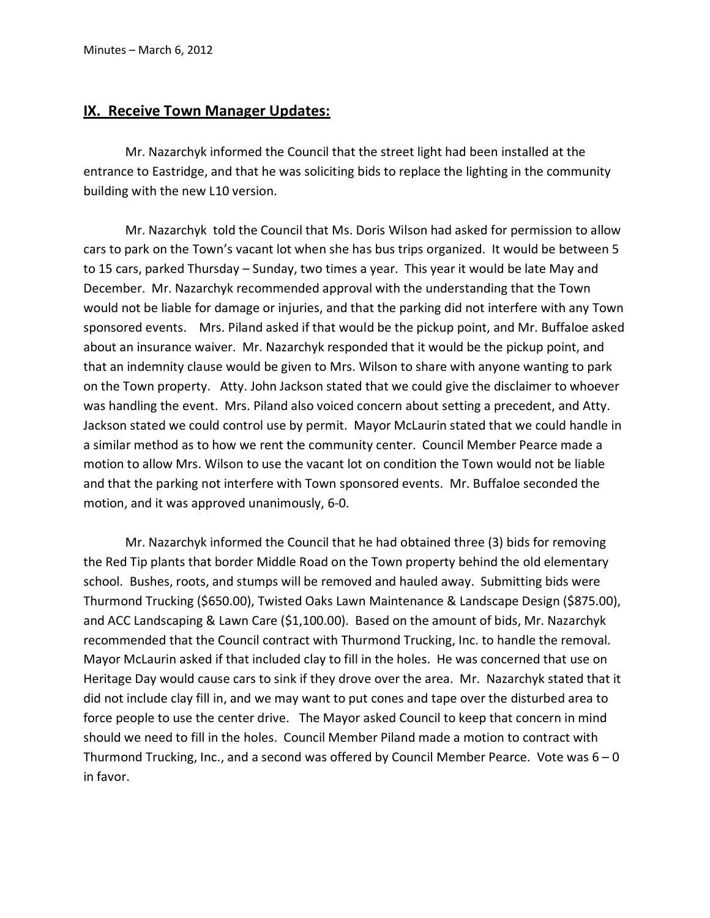## IX. Receive Town Manager Updates:

Mr. Nazarchyk informed the Council that the street light had been installed at the entrance to Eastridge, and that he was soliciting bids to replace the lighting in the community building with the new L10 version.

Mr. Nazarchyk told the Council that Ms. Doris Wilson had asked for permission to allow cars to park on the Town's vacant lot when she has bus trips organized. It would be between 5 to 15 cars, parked Thursday – Sunday, two times a year. This year it would be late May and December. Mr. Nazarchyk recommended approval with the understanding that the Town would not be liable for damage or injuries, and that the parking did not interfere with any Town sponsored events. Mrs. Piland asked if that would be the pickup point, and Mr. Buffaloe asked about an insurance waiver. Mr. Nazarchyk responded that it would be the pickup point, and that an indemnity clause would be given to Mrs. Wilson to share with anyone wanting to park on the Town property. Atty. John Jackson stated that we could give the disclaimer to whoever was handling the event. Mrs. Piland also voiced concern about setting a precedent, and Atty. Jackson stated we could control use by permit. Mayor McLaurin stated that we could handle in a similar method as to how we rent the community center. Council Member Pearce made a motion to allow Mrs. Wilson to use the vacant lot on condition the Town would not be liable and that the parking not interfere with Town sponsored events. Mr. Buffaloe seconded the motion, and it was approved unanimously, 6-0.

Mr. Nazarchyk informed the Council that he had obtained three (3) bids for removing the Red Tip plants that border Middle Road on the Town property behind the old elementary school. Bushes, roots, and stumps will be removed and hauled away. Submitting bids were Thurmond Trucking ($650.00), Twisted Oaks Lawn Maintenance & Landscape Design ($875.00), and ACC Landscaping & Lawn Care ($1,100.00). Based on the amount of bids, Mr. Nazarchyk recommended that the Council contract with Thurmond Trucking, Inc. to handle the removal. Mayor McLaurin asked if that included clay to fill in the holes. He was concerned that use on Heritage Day would cause cars to sink if they drove over the area. Mr. Nazarchyk stated that it did not include clay fill in, and we may want to put cones and tape over the disturbed area to force people to use the center drive. The Mayor asked Council to keep that concern in mind should we need to fill in the holes. Council Member Piland made a motion to contract with Thurmond Trucking, Inc., and a second was offered by Council Member Pearce. Vote was 6 – 0 in favor.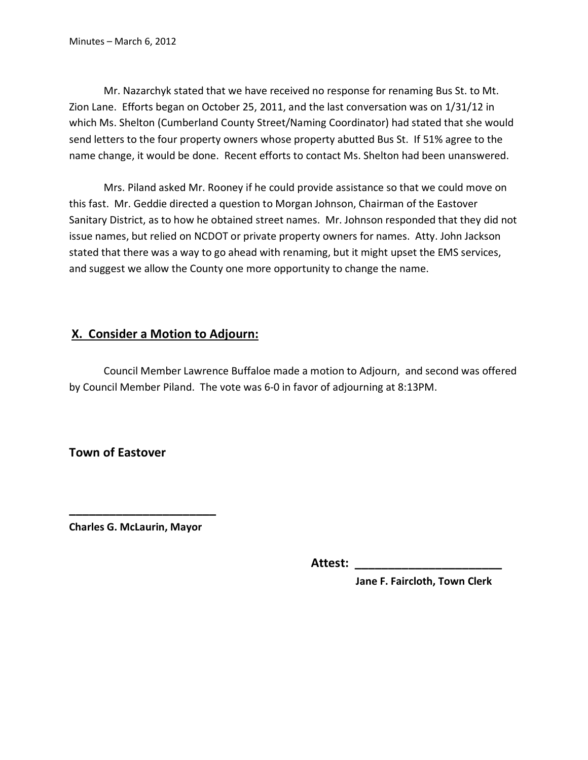Mr. Nazarchyk stated that we have received no response for renaming Bus St. to Mt. Zion Lane. Efforts began on October 25, 2011, and the last conversation was on 1/31/12 in which Ms. Shelton (Cumberland County Street/Naming Coordinator) had stated that she would send letters to the four property owners whose property abutted Bus St. If 51% agree to the name change, it would be done. Recent efforts to contact Ms. Shelton had been unanswered.

Mrs. Piland asked Mr. Rooney if he could provide assistance so that we could move on this fast. Mr. Geddie directed a question to Morgan Johnson, Chairman of the Eastover Sanitary District, as to how he obtained street names. Mr. Johnson responded that they did not issue names, but relied on NCDOT or private property owners for names. Atty. John Jackson stated that there was a way to go ahead with renaming, but it might upset the EMS services, and suggest we allow the County one more opportunity to change the name.

## X. Consider a Motion to Adjourn:

Council Member Lawrence Buffaloe made a motion to Adjourn, and second was offered by Council Member Piland. The vote was 6-0 in favor of adjourning at 8:13PM.

**Town of Eastover**

**________________________**
**Charles G. McLaurin, Mayor**

**Attest: ______________________**
**Jane F. Faircloth, Town Clerk**